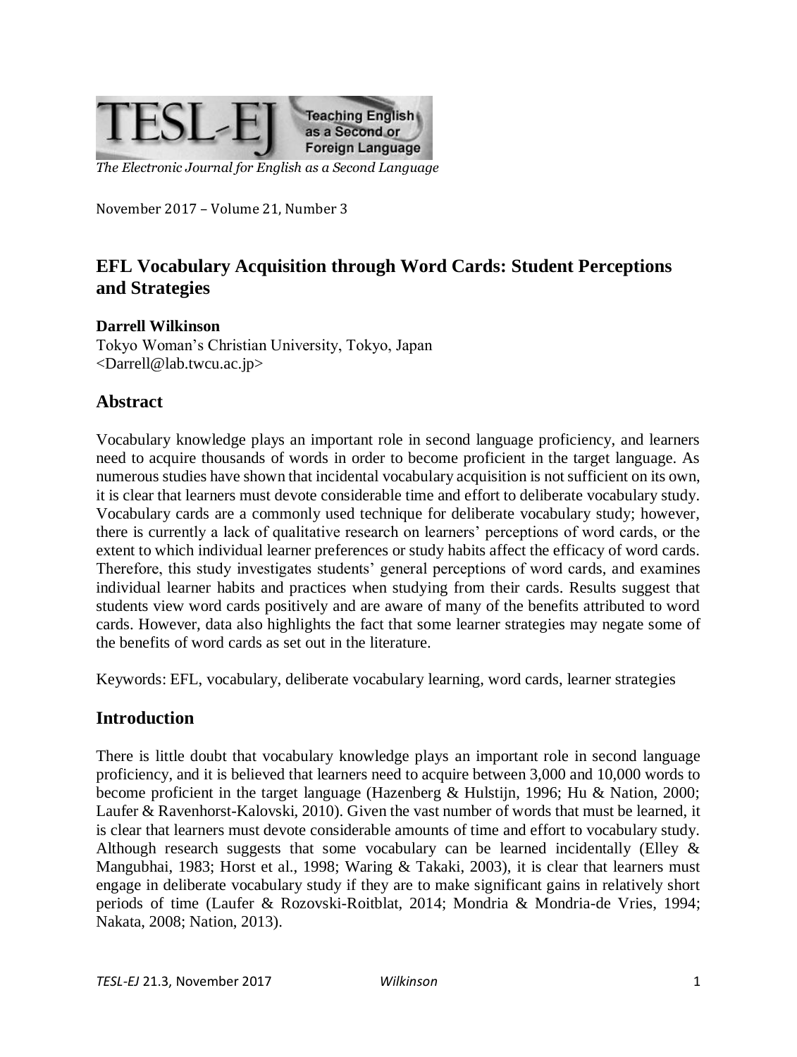TESL-EJ Teaching English as a Second or Foreign Language

*The Electronic Journal for English as a Second Language*

November 2017 – Volume 21, Number 3

# EFL Vocabulary Acquisition through Word Cards: Student Perceptions and Strategies

**Darrell Wilkinson**

Tokyo Woman's Christian University, Tokyo, Japan
<Darrell@lab.twcu.ac.jp>

## Abstract

Vocabulary knowledge plays an important role in second language proficiency, and learners need to acquire thousands of words in order to become proficient in the target language. As numerous studies have shown that incidental vocabulary acquisition is not sufficient on its own, it is clear that learners must devote considerable time and effort to deliberate vocabulary study. Vocabulary cards are a commonly used technique for deliberate vocabulary study; however, there is currently a lack of qualitative research on learners' perceptions of word cards, or the extent to which individual learner preferences or study habits affect the efficacy of word cards. Therefore, this study investigates students' general perceptions of word cards, and examines individual learner habits and practices when studying from their cards. Results suggest that students view word cards positively and are aware of many of the benefits attributed to word cards. However, data also highlights the fact that some learner strategies may negate some of the benefits of word cards as set out in the literature.

Keywords: EFL, vocabulary, deliberate vocabulary learning, word cards, learner strategies

## Introduction

There is little doubt that vocabulary knowledge plays an important role in second language proficiency, and it is believed that learners need to acquire between 3,000 and 10,000 words to become proficient in the target language (Hazenberg & Hulstijn, 1996; Hu & Nation, 2000; Laufer & Ravenhorst-Kalovski, 2010). Given the vast number of words that must be learned, it is clear that learners must devote considerable amounts of time and effort to vocabulary study. Although research suggests that some vocabulary can be learned incidentally (Elley & Mangubhai, 1983; Horst et al., 1998; Waring & Takaki, 2003), it is clear that learners must engage in deliberate vocabulary study if they are to make significant gains in relatively short periods of time (Laufer & Rozovski-Roitblat, 2014; Mondria & Mondria-de Vries, 1994; Nakata, 2008; Nation, 2013).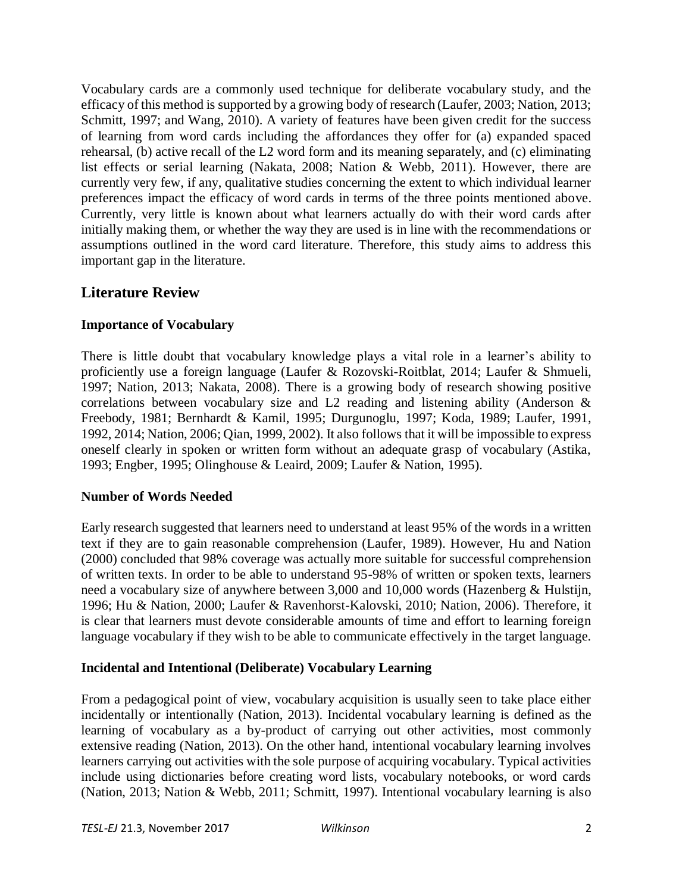Vocabulary cards are a commonly used technique for deliberate vocabulary study, and the efficacy of this method is supported by a growing body of research (Laufer, 2003; Nation, 2013; Schmitt, 1997; and Wang, 2010). A variety of features have been given credit for the success of learning from word cards including the affordances they offer for (a) expanded spaced rehearsal, (b) active recall of the L2 word form and its meaning separately, and (c) eliminating list effects or serial learning (Nakata, 2008; Nation & Webb, 2011). However, there are currently very few, if any, qualitative studies concerning the extent to which individual learner preferences impact the efficacy of word cards in terms of the three points mentioned above. Currently, very little is known about what learners actually do with their word cards after initially making them, or whether the way they are used is in line with the recommendations or assumptions outlined in the word card literature. Therefore, this study aims to address this important gap in the literature.

## Literature Review

### Importance of Vocabulary

There is little doubt that vocabulary knowledge plays a vital role in a learner's ability to proficiently use a foreign language (Laufer & Rozovski-Roitblat, 2014; Laufer & Shmueli, 1997; Nation, 2013; Nakata, 2008). There is a growing body of research showing positive correlations between vocabulary size and L2 reading and listening ability (Anderson & Freebody, 1981; Bernhardt & Kamil, 1995; Durgunoglu, 1997; Koda, 1989; Laufer, 1991, 1992, 2014; Nation, 2006; Qian, 1999, 2002). It also follows that it will be impossible to express oneself clearly in spoken or written form without an adequate grasp of vocabulary (Astika, 1993; Engber, 1995; Olinghouse & Leaird, 2009; Laufer & Nation, 1995).

### Number of Words Needed

Early research suggested that learners need to understand at least 95% of the words in a written text if they are to gain reasonable comprehension (Laufer, 1989). However, Hu and Nation (2000) concluded that 98% coverage was actually more suitable for successful comprehension of written texts. In order to be able to understand 95-98% of written or spoken texts, learners need a vocabulary size of anywhere between 3,000 and 10,000 words (Hazenberg & Hulstijn, 1996; Hu & Nation, 2000; Laufer & Ravenhorst-Kalovski, 2010; Nation, 2006). Therefore, it is clear that learners must devote considerable amounts of time and effort to learning foreign language vocabulary if they wish to be able to communicate effectively in the target language.

### Incidental and Intentional (Deliberate) Vocabulary Learning

From a pedagogical point of view, vocabulary acquisition is usually seen to take place either incidentally or intentionally (Nation, 2013). Incidental vocabulary learning is defined as the learning of vocabulary as a by-product of carrying out other activities, most commonly extensive reading (Nation, 2013). On the other hand, intentional vocabulary learning involves learners carrying out activities with the sole purpose of acquiring vocabulary. Typical activities include using dictionaries before creating word lists, vocabulary notebooks, or word cards (Nation, 2013; Nation & Webb, 2011; Schmitt, 1997). Intentional vocabulary learning is also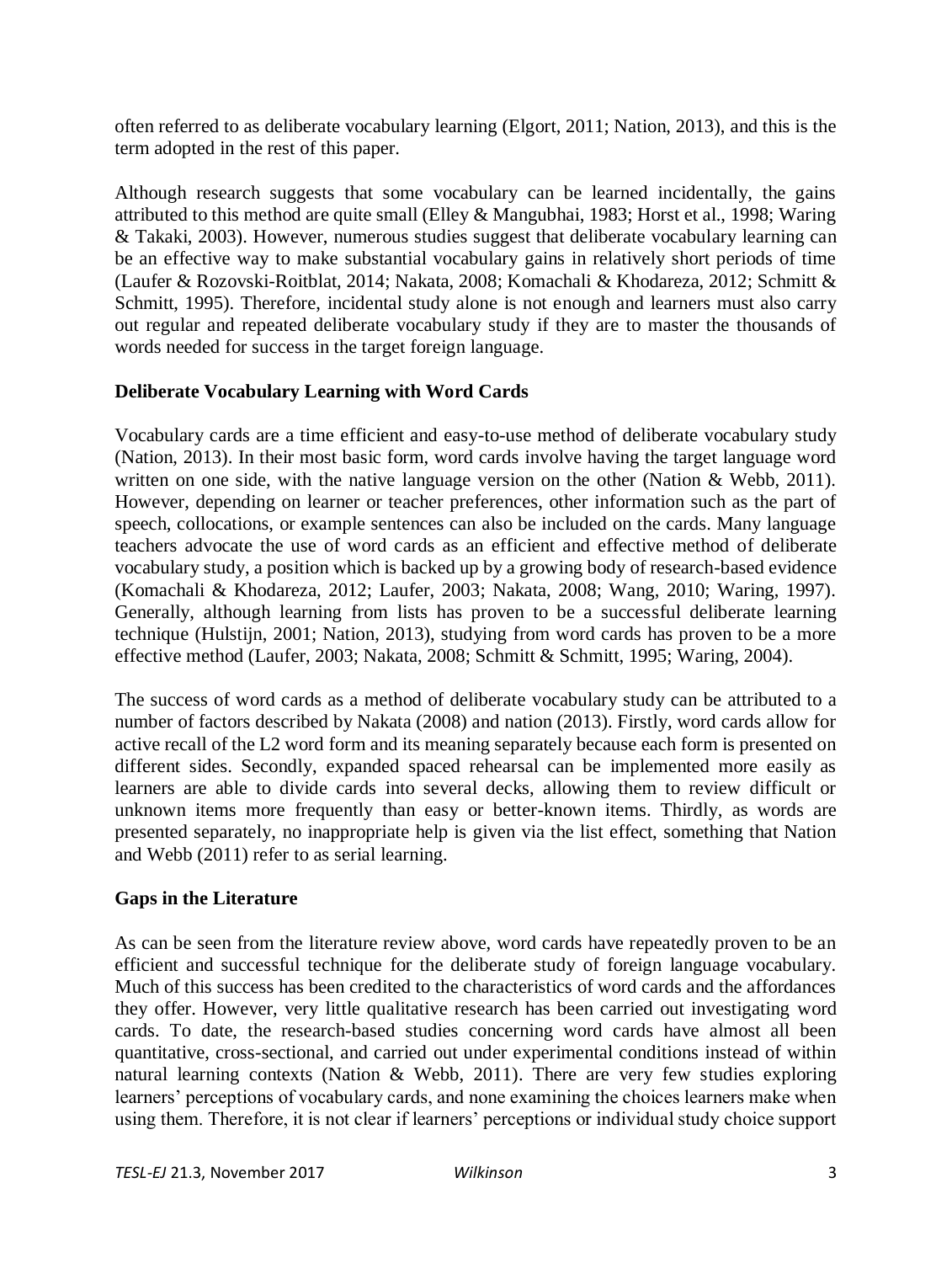often referred to as deliberate vocabulary learning (Elgort, 2011; Nation, 2013), and this is the term adopted in the rest of this paper.

Although research suggests that some vocabulary can be learned incidentally, the gains attributed to this method are quite small (Elley & Mangubhai, 1983; Horst et al., 1998; Waring & Takaki, 2003). However, numerous studies suggest that deliberate vocabulary learning can be an effective way to make substantial vocabulary gains in relatively short periods of time (Laufer & Rozovski-Roitblat, 2014; Nakata, 2008; Komachali & Khodareza, 2012; Schmitt & Schmitt, 1995). Therefore, incidental study alone is not enough and learners must also carry out regular and repeated deliberate vocabulary study if they are to master the thousands of words needed for success in the target foreign language.

## Deliberate Vocabulary Learning with Word Cards

Vocabulary cards are a time efficient and easy-to-use method of deliberate vocabulary study (Nation, 2013). In their most basic form, word cards involve having the target language word written on one side, with the native language version on the other (Nation & Webb, 2011). However, depending on learner or teacher preferences, other information such as the part of speech, collocations, or example sentences can also be included on the cards. Many language teachers advocate the use of word cards as an efficient and effective method of deliberate vocabulary study, a position which is backed up by a growing body of research-based evidence (Komachali & Khodareza, 2012; Laufer, 2003; Nakata, 2008; Wang, 2010; Waring, 1997). Generally, although learning from lists has proven to be a successful deliberate learning technique (Hulstijn, 2001; Nation, 2013), studying from word cards has proven to be a more effective method (Laufer, 2003; Nakata, 2008; Schmitt & Schmitt, 1995; Waring, 2004).

The success of word cards as a method of deliberate vocabulary study can be attributed to a number of factors described by Nakata (2008) and nation (2013). Firstly, word cards allow for active recall of the L2 word form and its meaning separately because each form is presented on different sides. Secondly, expanded spaced rehearsal can be implemented more easily as learners are able to divide cards into several decks, allowing them to review difficult or unknown items more frequently than easy or better-known items. Thirdly, as words are presented separately, no inappropriate help is given via the list effect, something that Nation and Webb (2011) refer to as serial learning.

## Gaps in the Literature

As can be seen from the literature review above, word cards have repeatedly proven to be an efficient and successful technique for the deliberate study of foreign language vocabulary. Much of this success has been credited to the characteristics of word cards and the affordances they offer. However, very little qualitative research has been carried out investigating word cards. To date, the research-based studies concerning word cards have almost all been quantitative, cross-sectional, and carried out under experimental conditions instead of within natural learning contexts (Nation & Webb, 2011). There are very few studies exploring learners' perceptions of vocabulary cards, and none examining the choices learners make when using them. Therefore, it is not clear if learners' perceptions or individual study choice support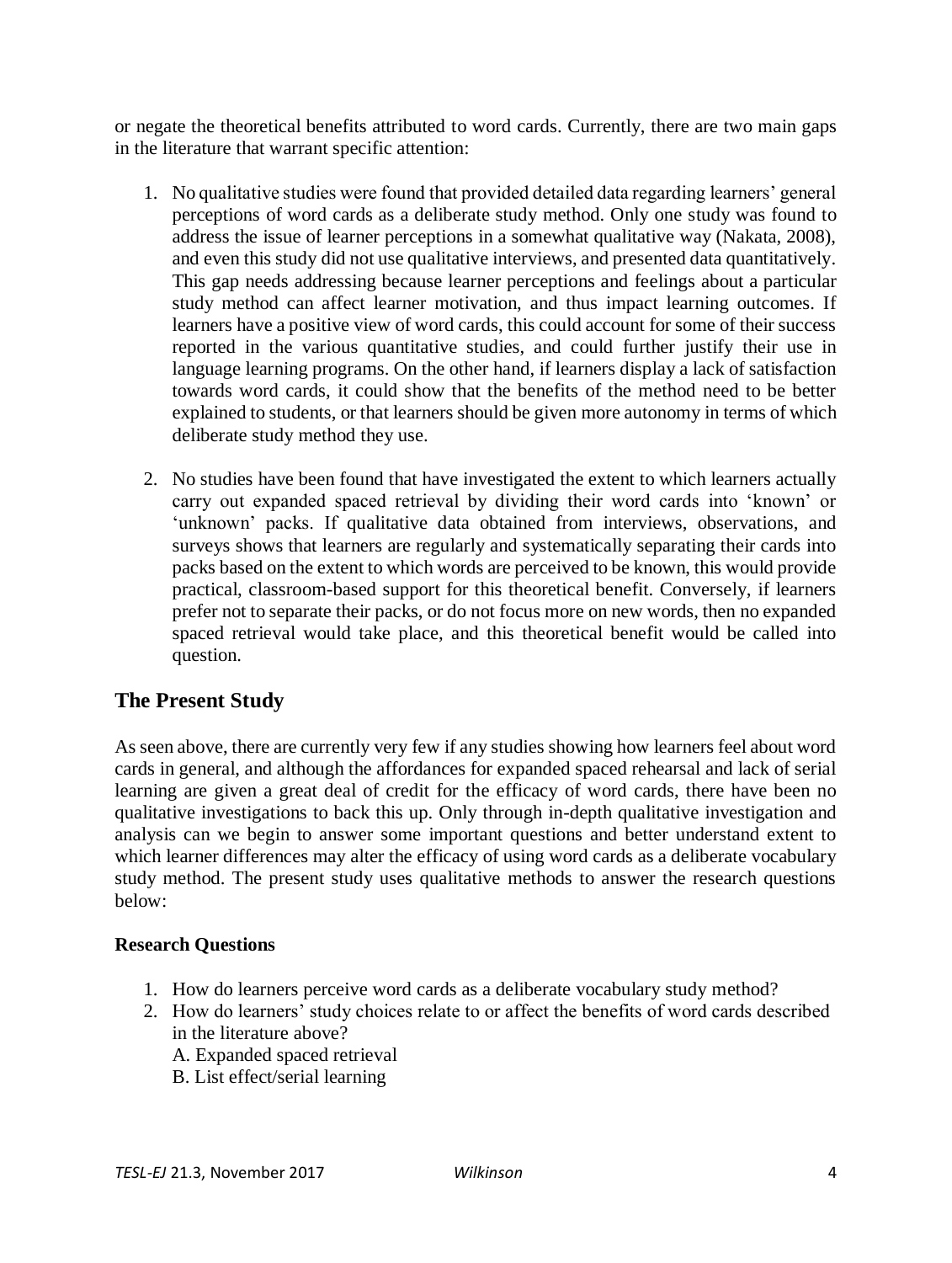or negate the theoretical benefits attributed to word cards. Currently, there are two main gaps in the literature that warrant specific attention:

1. No qualitative studies were found that provided detailed data regarding learners' general perceptions of word cards as a deliberate study method. Only one study was found to address the issue of learner perceptions in a somewhat qualitative way (Nakata, 2008), and even this study did not use qualitative interviews, and presented data quantitatively. This gap needs addressing because learner perceptions and feelings about a particular study method can affect learner motivation, and thus impact learning outcomes. If learners have a positive view of word cards, this could account for some of their success reported in the various quantitative studies, and could further justify their use in language learning programs. On the other hand, if learners display a lack of satisfaction towards word cards, it could show that the benefits of the method need to be better explained to students, or that learners should be given more autonomy in terms of which deliberate study method they use.
2. No studies have been found that have investigated the extent to which learners actually carry out expanded spaced retrieval by dividing their word cards into 'known' or 'unknown' packs. If qualitative data obtained from interviews, observations, and surveys shows that learners are regularly and systematically separating their cards into packs based on the extent to which words are perceived to be known, this would provide practical, classroom-based support for this theoretical benefit. Conversely, if learners prefer not to separate their packs, or do not focus more on new words, then no expanded spaced retrieval would take place, and this theoretical benefit would be called into question.

## The Present Study

As seen above, there are currently very few if any studies showing how learners feel about word cards in general, and although the affordances for expanded spaced rehearsal and lack of serial learning are given a great deal of credit for the efficacy of word cards, there have been no qualitative investigations to back this up. Only through in-depth qualitative investigation and analysis can we begin to answer some important questions and better understand extent to which learner differences may alter the efficacy of using word cards as a deliberate vocabulary study method. The present study uses qualitative methods to answer the research questions below:

### Research Questions

1. How do learners perceive word cards as a deliberate vocabulary study method?
2. How do learners' study choices relate to or affect the benefits of word cards described in the literature above?
   A. Expanded spaced retrieval
   B. List effect/serial learning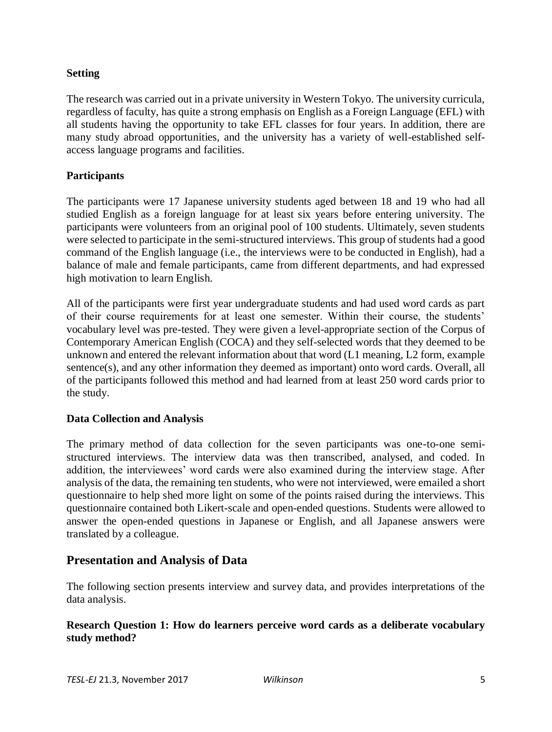### Setting

The research was carried out in a private university in Western Tokyo. The university curricula, regardless of faculty, has quite a strong emphasis on English as a Foreign Language (EFL) with all students having the opportunity to take EFL classes for four years. In addition, there are many study abroad opportunities, and the university has a variety of well-established self-access language programs and facilities.

### Participants

The participants were 17 Japanese university students aged between 18 and 19 who had all studied English as a foreign language for at least six years before entering university. The participants were volunteers from an original pool of 100 students. Ultimately, seven students were selected to participate in the semi-structured interviews. This group of students had a good command of the English language (i.e., the interviews were to be conducted in English), had a balance of male and female participants, came from different departments, and had expressed high motivation to learn English.

All of the participants were first year undergraduate students and had used word cards as part of their course requirements for at least one semester. Within their course, the students' vocabulary level was pre-tested. They were given a level-appropriate section of the Corpus of Contemporary American English (COCA) and they self-selected words that they deemed to be unknown and entered the relevant information about that word (L1 meaning, L2 form, example sentence(s), and any other information they deemed as important) onto word cards. Overall, all of the participants followed this method and had learned from at least 250 word cards prior to the study.

### Data Collection and Analysis

The primary method of data collection for the seven participants was one-to-one semi-structured interviews. The interview data was then transcribed, analysed, and coded. In addition, the interviewees' word cards were also examined during the interview stage. After analysis of the data, the remaining ten students, who were not interviewed, were emailed a short questionnaire to help shed more light on some of the points raised during the interviews. This questionnaire contained both Likert-scale and open-ended questions. Students were allowed to answer the open-ended questions in Japanese or English, and all Japanese answers were translated by a colleague.

## Presentation and Analysis of Data

The following section presents interview and survey data, and provides interpretations of the data analysis.

### Research Question 1: How do learners perceive word cards as a deliberate vocabulary study method?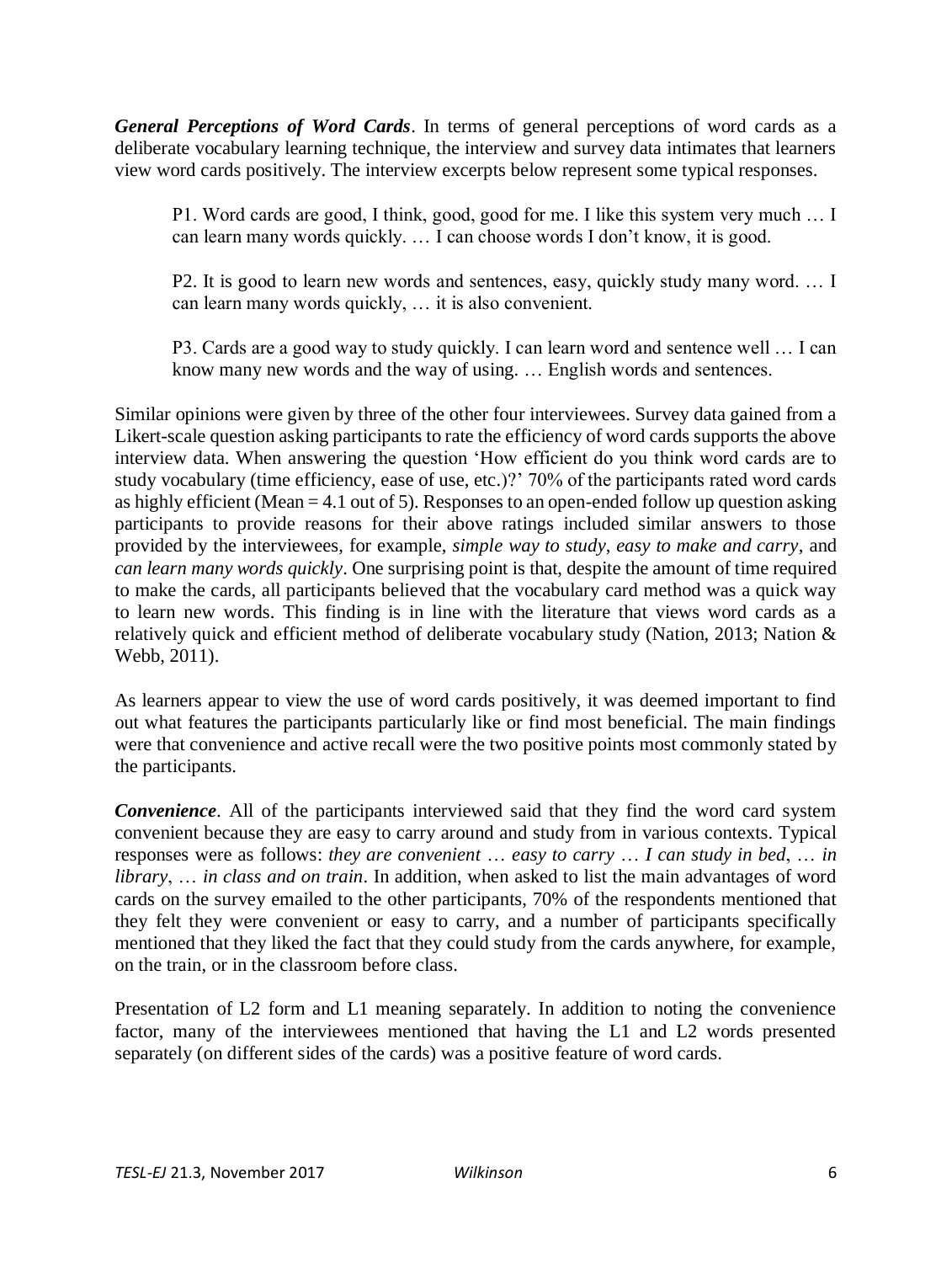***General Perceptions of Word Cards***. In terms of general perceptions of word cards as a deliberate vocabulary learning technique, the interview and survey data intimates that learners view word cards positively. The interview excerpts below represent some typical responses.

> P1. Word cards are good, I think, good, good for me. I like this system very much … I can learn many words quickly. … I can choose words I don't know, it is good.
>
> P2. It is good to learn new words and sentences, easy, quickly study many word. … I can learn many words quickly, … it is also convenient.
>
> P3. Cards are a good way to study quickly. I can learn word and sentence well … I can know many new words and the way of using. … English words and sentences.

Similar opinions were given by three of the other four interviewees. Survey data gained from a Likert-scale question asking participants to rate the efficiency of word cards supports the above interview data. When answering the question 'How efficient do you think word cards are to study vocabulary (time efficiency, ease of use, etc.)?' 70% of the participants rated word cards as highly efficient (Mean = 4.1 out of 5). Responses to an open-ended follow up question asking participants to provide reasons for their above ratings included similar answers to those provided by the interviewees, for example, *simple way to study*, *easy to make and carry*, and *can learn many words quickly*. One surprising point is that, despite the amount of time required to make the cards, all participants believed that the vocabulary card method was a quick way to learn new words. This finding is in line with the literature that views word cards as a relatively quick and efficient method of deliberate vocabulary study (Nation, 2013; Nation & Webb, 2011).

As learners appear to view the use of word cards positively, it was deemed important to find out what features the participants particularly like or find most beneficial. The main findings were that convenience and active recall were the two positive points most commonly stated by the participants.

***Convenience***. All of the participants interviewed said that they find the word card system convenient because they are easy to carry around and study from in various contexts. Typical responses were as follows: *they are convenient … easy to carry … I can study in bed, … in library, … in class and on train*. In addition, when asked to list the main advantages of word cards on the survey emailed to the other participants, 70% of the respondents mentioned that they felt they were convenient or easy to carry, and a number of participants specifically mentioned that they liked the fact that they could study from the cards anywhere, for example, on the train, or in the classroom before class.

Presentation of L2 form and L1 meaning separately. In addition to noting the convenience factor, many of the interviewees mentioned that having the L1 and L2 words presented separately (on different sides of the cards) was a positive feature of word cards.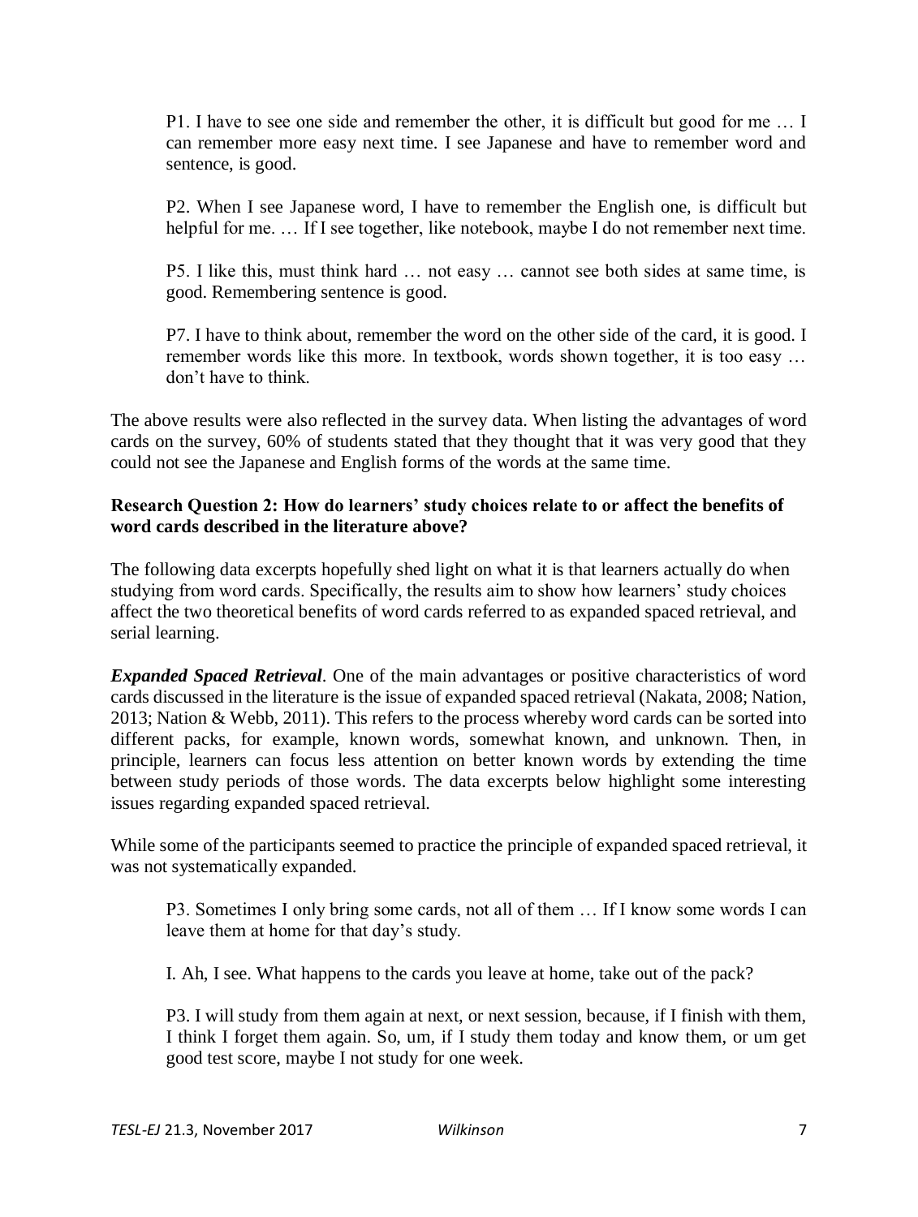> P1. I have to see one side and remember the other, it is difficult but good for me … I can remember more easy next time. I see Japanese and have to remember word and sentence, is good.
>
> P2. When I see Japanese word, I have to remember the English one, is difficult but helpful for me. … If I see together, like notebook, maybe I do not remember next time.
>
> P5. I like this, must think hard … not easy … cannot see both sides at same time, is good. Remembering sentence is good.
>
> P7. I have to think about, remember the word on the other side of the card, it is good. I remember words like this more. In textbook, words shown together, it is too easy … don't have to think.

The above results were also reflected in the survey data. When listing the advantages of word cards on the survey, 60% of students stated that they thought that it was very good that they could not see the Japanese and English forms of the words at the same time.

**Research Question 2: How do learners' study choices relate to or affect the benefits of word cards described in the literature above?**

The following data excerpts hopefully shed light on what it is that learners actually do when studying from word cards. Specifically, the results aim to show how learners' study choices affect the two theoretical benefits of word cards referred to as expanded spaced retrieval, and serial learning.

***Expanded Spaced Retrieval***. One of the main advantages or positive characteristics of word cards discussed in the literature is the issue of expanded spaced retrieval (Nakata, 2008; Nation, 2013; Nation & Webb, 2011). This refers to the process whereby word cards can be sorted into different packs, for example, known words, somewhat known, and unknown. Then, in principle, learners can focus less attention on better known words by extending the time between study periods of those words. The data excerpts below highlight some interesting issues regarding expanded spaced retrieval.

While some of the participants seemed to practice the principle of expanded spaced retrieval, it was not systematically expanded.

> P3. Sometimes I only bring some cards, not all of them … If I know some words I can leave them at home for that day's study.
>
> I. Ah, I see. What happens to the cards you leave at home, take out of the pack?
>
> P3. I will study from them again at next, or next session, because, if I finish with them, I think I forget them again. So, um, if I study them today and know them, or um get good test score, maybe I not study for one week.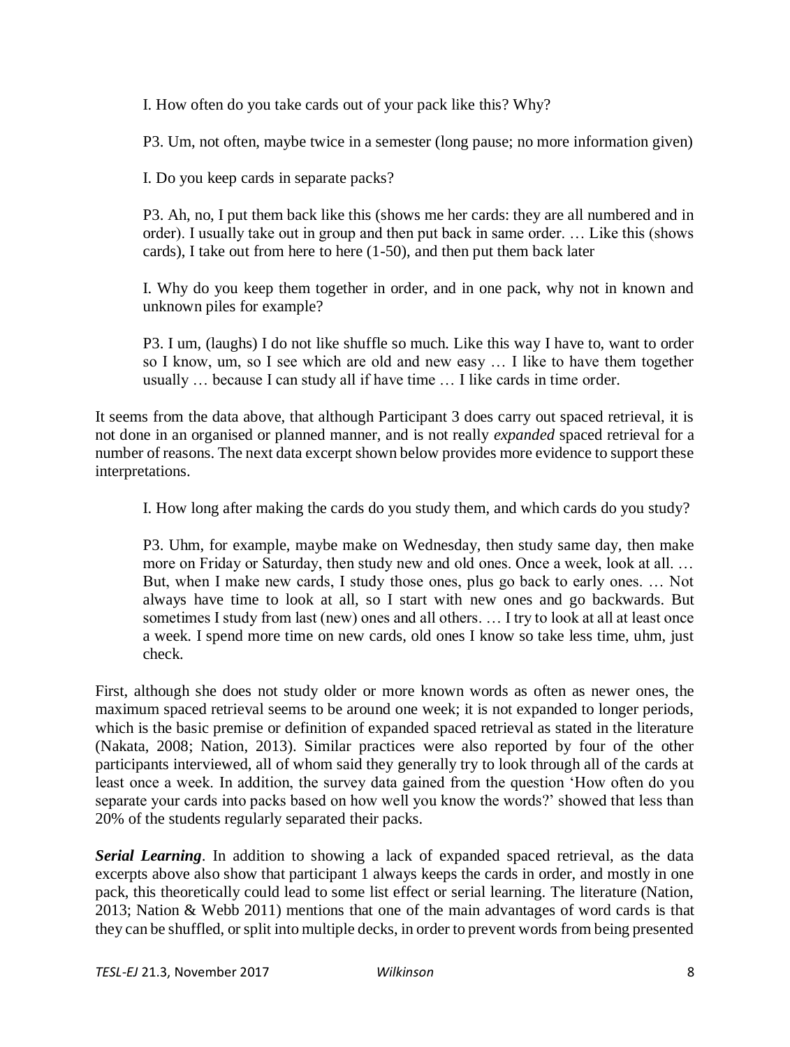I. How often do you take cards out of your pack like this? Why?

P3. Um, not often, maybe twice in a semester (long pause; no more information given)

I. Do you keep cards in separate packs?

P3. Ah, no, I put them back like this (shows me her cards: they are all numbered and in order). I usually take out in group and then put back in same order. … Like this (shows cards), I take out from here to here (1-50), and then put them back later

I. Why do you keep them together in order, and in one pack, why not in known and unknown piles for example?

P3. I um, (laughs) I do not like shuffle so much. Like this way I have to, want to order so I know, um, so I see which are old and new easy … I like to have them together usually … because I can study all if have time … I like cards in time order.

It seems from the data above, that although Participant 3 does carry out spaced retrieval, it is not done in an organised or planned manner, and is not really *expanded* spaced retrieval for a number of reasons. The next data excerpt shown below provides more evidence to support these interpretations.

I. How long after making the cards do you study them, and which cards do you study?

P3. Uhm, for example, maybe make on Wednesday, then study same day, then make more on Friday or Saturday, then study new and old ones. Once a week, look at all. … But, when I make new cards, I study those ones, plus go back to early ones. … Not always have time to look at all, so I start with new ones and go backwards. But sometimes I study from last (new) ones and all others. … I try to look at all at least once a week. I spend more time on new cards, old ones I know so take less time, uhm, just check.

First, although she does not study older or more known words as often as newer ones, the maximum spaced retrieval seems to be around one week; it is not expanded to longer periods, which is the basic premise or definition of expanded spaced retrieval as stated in the literature (Nakata, 2008; Nation, 2013). Similar practices were also reported by four of the other participants interviewed, all of whom said they generally try to look through all of the cards at least once a week. In addition, the survey data gained from the question 'How often do you separate your cards into packs based on how well you know the words?' showed that less than 20% of the students regularly separated their packs.

***Serial Learning***. In addition to showing a lack of expanded spaced retrieval, as the data excerpts above also show that participant 1 always keeps the cards in order, and mostly in one pack, this theoretically could lead to some list effect or serial learning. The literature (Nation, 2013; Nation & Webb 2011) mentions that one of the main advantages of word cards is that they can be shuffled, or split into multiple decks, in order to prevent words from being presented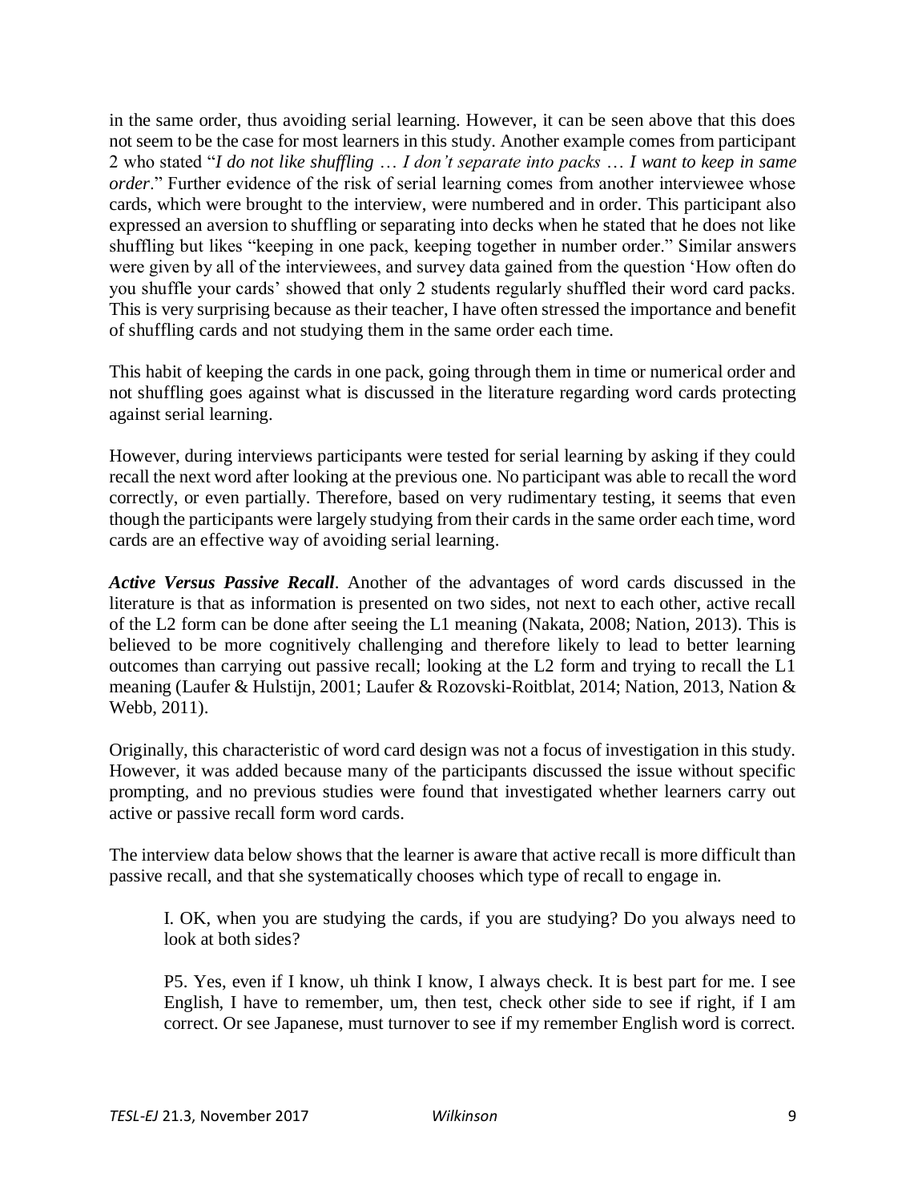in the same order, thus avoiding serial learning. However, it can be seen above that this does not seem to be the case for most learners in this study. Another example comes from participant 2 who stated "*I do not like shuffling … I don't separate into packs … I want to keep in same order*." Further evidence of the risk of serial learning comes from another interviewee whose cards, which were brought to the interview, were numbered and in order. This participant also expressed an aversion to shuffling or separating into decks when he stated that he does not like shuffling but likes "keeping in one pack, keeping together in number order." Similar answers were given by all of the interviewees, and survey data gained from the question 'How often do you shuffle your cards' showed that only 2 students regularly shuffled their word card packs. This is very surprising because as their teacher, I have often stressed the importance and benefit of shuffling cards and not studying them in the same order each time.

This habit of keeping the cards in one pack, going through them in time or numerical order and not shuffling goes against what is discussed in the literature regarding word cards protecting against serial learning.

However, during interviews participants were tested for serial learning by asking if they could recall the next word after looking at the previous one. No participant was able to recall the word correctly, or even partially. Therefore, based on very rudimentary testing, it seems that even though the participants were largely studying from their cards in the same order each time, word cards are an effective way of avoiding serial learning.

***Active Versus Passive Recall***. Another of the advantages of word cards discussed in the literature is that as information is presented on two sides, not next to each other, active recall of the L2 form can be done after seeing the L1 meaning (Nakata, 2008; Nation, 2013). This is believed to be more cognitively challenging and therefore likely to lead to better learning outcomes than carrying out passive recall; looking at the L2 form and trying to recall the L1 meaning (Laufer & Hulstijn, 2001; Laufer & Rozovski-Roitblat, 2014; Nation, 2013, Nation & Webb, 2011).

Originally, this characteristic of word card design was not a focus of investigation in this study. However, it was added because many of the participants discussed the issue without specific prompting, and no previous studies were found that investigated whether learners carry out active or passive recall form word cards.

The interview data below shows that the learner is aware that active recall is more difficult than passive recall, and that she systematically chooses which type of recall to engage in.

> I. OK, when you are studying the cards, if you are studying? Do you always need to look at both sides?
>
> P5. Yes, even if I know, uh think I know, I always check. It is best part for me. I see English, I have to remember, um, then test, check other side to see if right, if I am correct. Or see Japanese, must turnover to see if my remember English word is correct.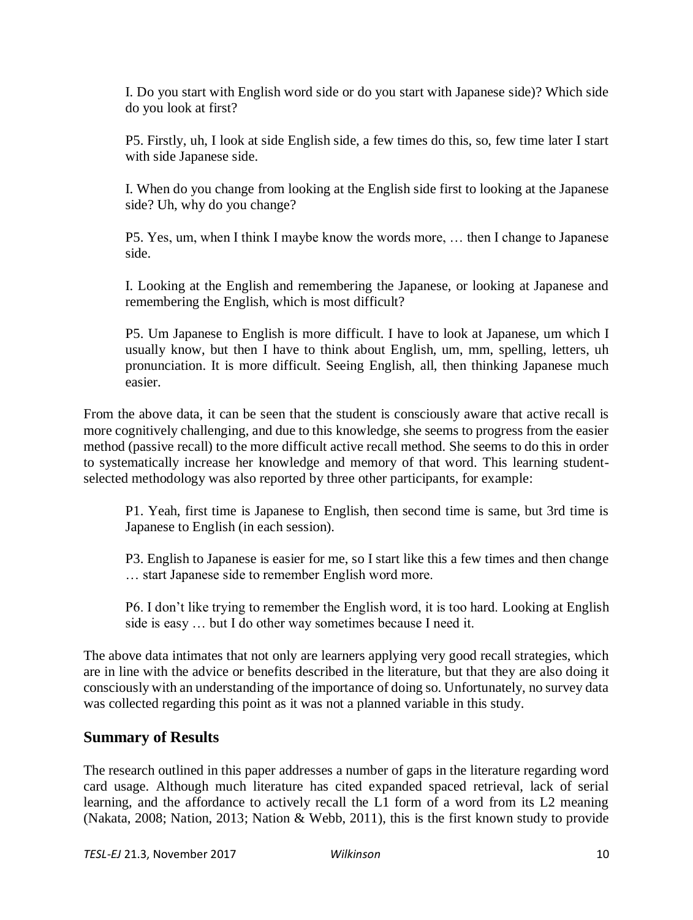> I. Do you start with English word side or do you start with Japanese side)? Which side do you look at first?
>
> P5. Firstly, uh, I look at side English side, a few times do this, so, few time later I start with side Japanese side.
>
> I. When do you change from looking at the English side first to looking at the Japanese side? Uh, why do you change?
>
> P5. Yes, um, when I think I maybe know the words more, … then I change to Japanese side.
>
> I. Looking at the English and remembering the Japanese, or looking at Japanese and remembering the English, which is most difficult?
>
> P5. Um Japanese to English is more difficult. I have to look at Japanese, um which I usually know, but then I have to think about English, um, mm, spelling, letters, uh pronunciation. It is more difficult. Seeing English, all, then thinking Japanese much easier.

From the above data, it can be seen that the student is consciously aware that active recall is more cognitively challenging, and due to this knowledge, she seems to progress from the easier method (passive recall) to the more difficult active recall method. She seems to do this in order to systematically increase her knowledge and memory of that word. This learning student-selected methodology was also reported by three other participants, for example:

> P1. Yeah, first time is Japanese to English, then second time is same, but 3rd time is Japanese to English (in each session).
>
> P3. English to Japanese is easier for me, so I start like this a few times and then change … start Japanese side to remember English word more.
>
> P6. I don't like trying to remember the English word, it is too hard. Looking at English side is easy … but I do other way sometimes because I need it.

The above data intimates that not only are learners applying very good recall strategies, which are in line with the advice or benefits described in the literature, but that they are also doing it consciously with an understanding of the importance of doing so. Unfortunately, no survey data was collected regarding this point as it was not a planned variable in this study.

## Summary of Results

The research outlined in this paper addresses a number of gaps in the literature regarding word card usage. Although much literature has cited expanded spaced retrieval, lack of serial learning, and the affordance to actively recall the L1 form of a word from its L2 meaning (Nakata, 2008; Nation, 2013; Nation & Webb, 2011), this is the first known study to provide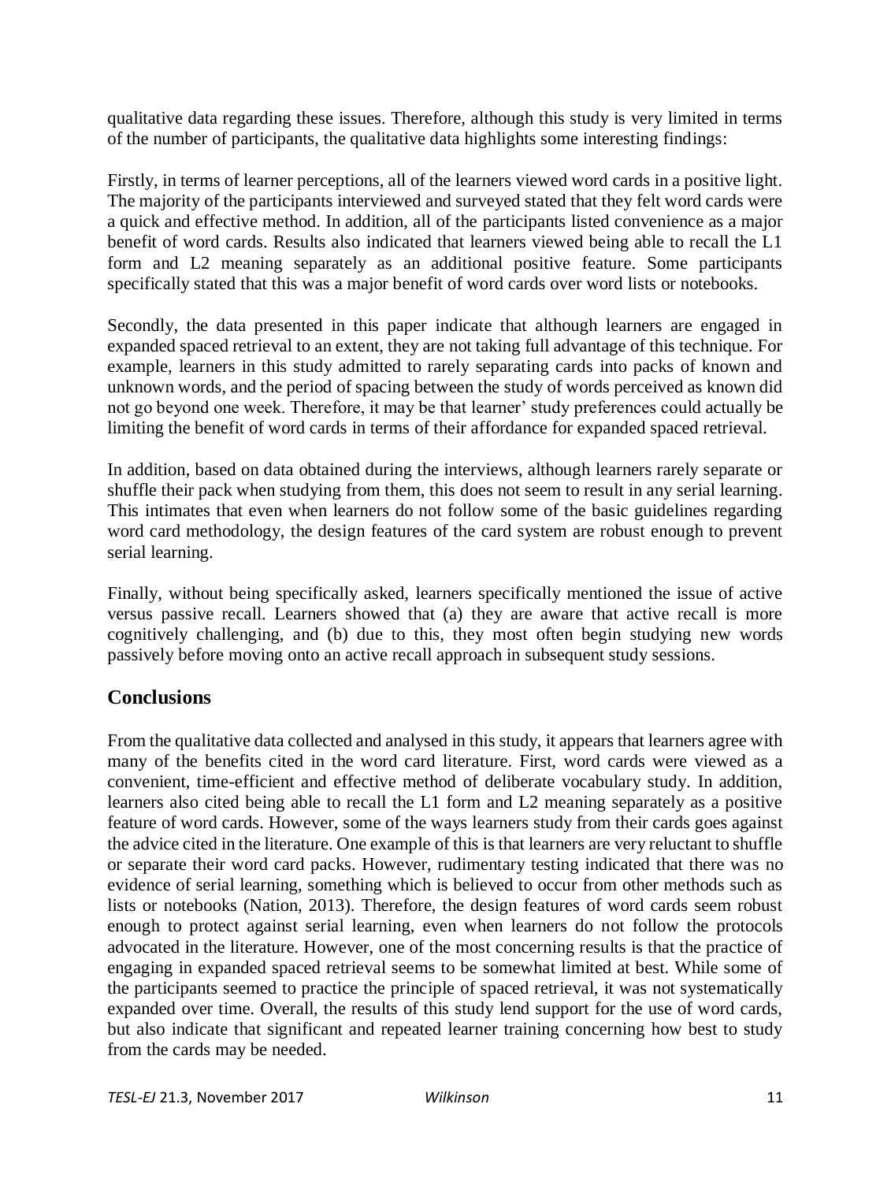qualitative data regarding these issues. Therefore, although this study is very limited in terms of the number of participants, the qualitative data highlights some interesting findings:

Firstly, in terms of learner perceptions, all of the learners viewed word cards in a positive light. The majority of the participants interviewed and surveyed stated that they felt word cards were a quick and effective method. In addition, all of the participants listed convenience as a major benefit of word cards. Results also indicated that learners viewed being able to recall the L1 form and L2 meaning separately as an additional positive feature. Some participants specifically stated that this was a major benefit of word cards over word lists or notebooks.

Secondly, the data presented in this paper indicate that although learners are engaged in expanded spaced retrieval to an extent, they are not taking full advantage of this technique. For example, learners in this study admitted to rarely separating cards into packs of known and unknown words, and the period of spacing between the study of words perceived as known did not go beyond one week. Therefore, it may be that learner' study preferences could actually be limiting the benefit of word cards in terms of their affordance for expanded spaced retrieval.

In addition, based on data obtained during the interviews, although learners rarely separate or shuffle their pack when studying from them, this does not seem to result in any serial learning. This intimates that even when learners do not follow some of the basic guidelines regarding word card methodology, the design features of the card system are robust enough to prevent serial learning.

Finally, without being specifically asked, learners specifically mentioned the issue of active versus passive recall. Learners showed that (a) they are aware that active recall is more cognitively challenging, and (b) due to this, they most often begin studying new words passively before moving onto an active recall approach in subsequent study sessions.

## Conclusions

From the qualitative data collected and analysed in this study, it appears that learners agree with many of the benefits cited in the word card literature. First, word cards were viewed as a convenient, time-efficient and effective method of deliberate vocabulary study. In addition, learners also cited being able to recall the L1 form and L2 meaning separately as a positive feature of word cards. However, some of the ways learners study from their cards goes against the advice cited in the literature. One example of this is that learners are very reluctant to shuffle or separate their word card packs. However, rudimentary testing indicated that there was no evidence of serial learning, something which is believed to occur from other methods such as lists or notebooks (Nation, 2013). Therefore, the design features of word cards seem robust enough to protect against serial learning, even when learners do not follow the protocols advocated in the literature. However, one of the most concerning results is that the practice of engaging in expanded spaced retrieval seems to be somewhat limited at best. While some of the participants seemed to practice the principle of spaced retrieval, it was not systematically expanded over time. Overall, the results of this study lend support for the use of word cards, but also indicate that significant and repeated learner training concerning how best to study from the cards may be needed.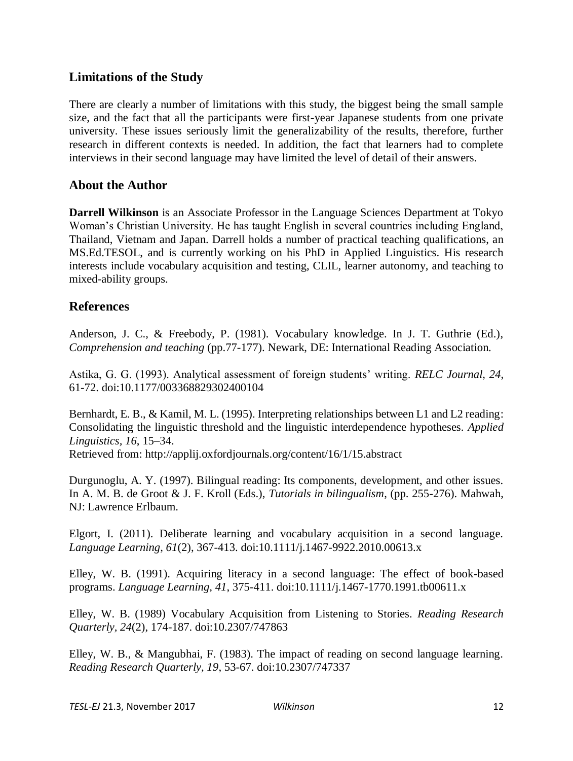## Limitations of the Study

There are clearly a number of limitations with this study, the biggest being the small sample size, and the fact that all the participants were first-year Japanese students from one private university. These issues seriously limit the generalizability of the results, therefore, further research in different contexts is needed. In addition, the fact that learners had to complete interviews in their second language may have limited the level of detail of their answers.

## About the Author

**Darrell Wilkinson** is an Associate Professor in the Language Sciences Department at Tokyo Woman's Christian University. He has taught English in several countries including England, Thailand, Vietnam and Japan. Darrell holds a number of practical teaching qualifications, an MS.Ed.TESOL, and is currently working on his PhD in Applied Linguistics. His research interests include vocabulary acquisition and testing, CLIL, learner autonomy, and teaching to mixed-ability groups.

## References

Anderson, J. C., & Freebody, P. (1981). Vocabulary knowledge. In J. T. Guthrie (Ed.), *Comprehension and teaching* (pp.77-177). Newark, DE: International Reading Association.

Astika, G. G. (1993). Analytical assessment of foreign students' writing. *RELC Journal, 24*, 61-72. doi:10.1177/003368829302400104

Bernhardt, E. B., & Kamil, M. L. (1995). Interpreting relationships between L1 and L2 reading: Consolidating the linguistic threshold and the linguistic interdependence hypotheses. *Applied Linguistics, 16*, 15–34.
Retrieved from: http://applij.oxfordjournals.org/content/16/1/15.abstract

Durgunoglu, A. Y. (1997). Bilingual reading: Its components, development, and other issues. In A. M. B. de Groot & J. F. Kroll (Eds.), *Tutorials in bilingualism*, (pp. 255-276). Mahwah, NJ: Lawrence Erlbaum.

Elgort, I. (2011). Deliberate learning and vocabulary acquisition in a second language. *Language Learning, 61*(2), 367-413. doi:10.1111/j.1467-9922.2010.00613.x

Elley, W. B. (1991). Acquiring literacy in a second language: The effect of book-based programs. *Language Learning, 41*, 375-411. doi:10.1111/j.1467-1770.1991.tb00611.x

Elley, W. B. (1989) Vocabulary Acquisition from Listening to Stories. *Reading Research Quarterly*, *24*(2), 174-187. doi:10.2307/747863

Elley, W. B., & Mangubhai, F. (1983). The impact of reading on second language learning. *Reading Research Quarterly, 19*, 53-67. doi:10.2307/747337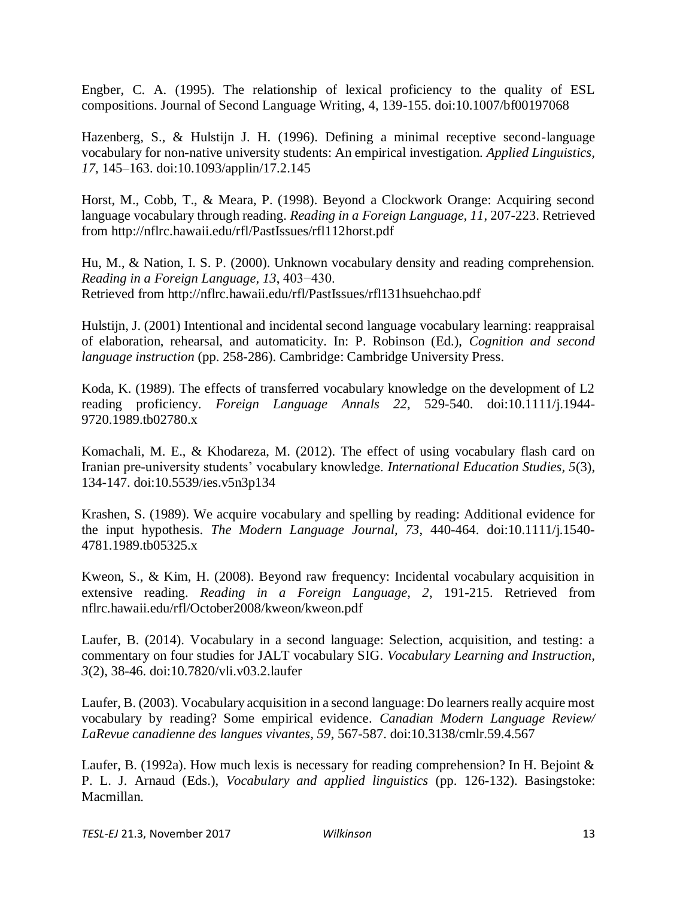Engber, C. A. (1995). The relationship of lexical proficiency to the quality of ESL compositions. Journal of Second Language Writing, 4, 139-155. doi:10.1007/bf00197068

Hazenberg, S., & Hulstijn J. H. (1996). Defining a minimal receptive second-language vocabulary for non-native university students: An empirical investigation. *Applied Linguistics, 17*, 145–163. doi:10.1093/applin/17.2.145

Horst, M., Cobb, T., & Meara, P. (1998). Beyond a Clockwork Orange: Acquiring second language vocabulary through reading. *Reading in a Foreign Language, 11*, 207-223. Retrieved from http://nflrc.hawaii.edu/rfl/PastIssues/rfl112horst.pdf

Hu, M., & Nation, I. S. P. (2000). Unknown vocabulary density and reading comprehension. *Reading in a Foreign Language, 13*, 403−430.
Retrieved from http://nflrc.hawaii.edu/rfl/PastIssues/rfl131hsuehchao.pdf

Hulstijn, J. (2001) Intentional and incidental second language vocabulary learning: reappraisal of elaboration, rehearsal, and automaticity. In: P. Robinson (Ed.), *Cognition and second language instruction* (pp. 258-286). Cambridge: Cambridge University Press.

Koda, K. (1989). The effects of transferred vocabulary knowledge on the development of L2 reading proficiency. *Foreign Language Annals 22*, 529-540. doi:10.1111/j.1944-9720.1989.tb02780.x

Komachali, M. E., & Khodareza, M. (2012). The effect of using vocabulary flash card on Iranian pre-university students' vocabulary knowledge. *International Education Studies, 5*(3), 134-147. doi:10.5539/ies.v5n3p134

Krashen, S. (1989). We acquire vocabulary and spelling by reading: Additional evidence for the input hypothesis. *The Modern Language Journal, 73*, 440-464. doi:10.1111/j.1540-4781.1989.tb05325.x

Kweon, S., & Kim, H. (2008). Beyond raw frequency: Incidental vocabulary acquisition in extensive reading. *Reading in a Foreign Language, 2*, 191-215. Retrieved from nflrc.hawaii.edu/rfl/October2008/kweon/kweon.pdf

Laufer, B. (2014). Vocabulary in a second language: Selection, acquisition, and testing: a commentary on four studies for JALT vocabulary SIG. *Vocabulary Learning and Instruction, 3*(2), 38-46. doi:10.7820/vli.v03.2.laufer

Laufer, B. (2003). Vocabulary acquisition in a second language: Do learners really acquire most vocabulary by reading? Some empirical evidence. *Canadian Modern Language Review/ LaRevue canadienne des langues vivantes, 59*, 567-587. doi:10.3138/cmlr.59.4.567

Laufer, B. (1992a). How much lexis is necessary for reading comprehension? In H. Bejoint & P. L. J. Arnaud (Eds.), *Vocabulary and applied linguistics* (pp. 126-132). Basingstoke: Macmillan.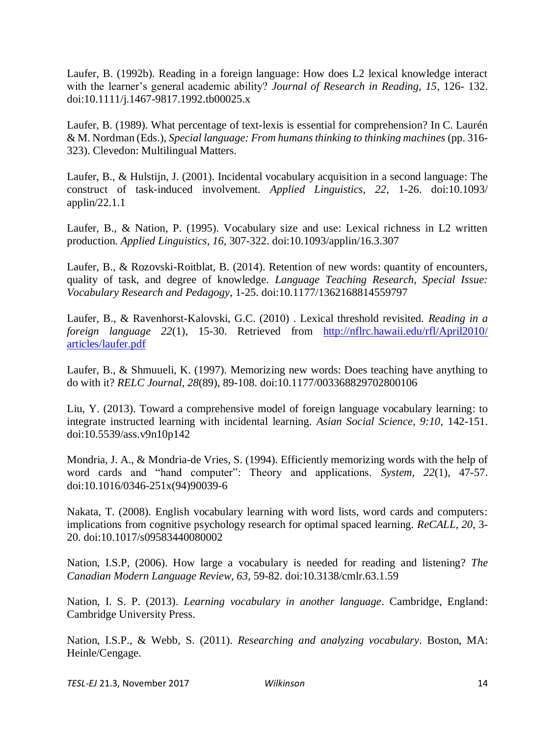Laufer, B. (1992b). Reading in a foreign language: How does L2 lexical knowledge interact with the learner's general academic ability? *Journal of Research in Reading, 15*, 126- 132. doi:10.1111/j.1467-9817.1992.tb00025.x

Laufer, B. (1989). What percentage of text-lexis is essential for comprehension? In C. Laurén & M. Nordman (Eds.), *Special language: From humans thinking to thinking machines* (pp. 316-323). Clevedon: Multilingual Matters.

Laufer, B., & Hulstijn, J. (2001). Incidental vocabulary acquisition in a second language: The construct of task-induced involvement. *Applied Linguistics, 22*, 1-26. doi:10.1093/applin/22.1.1

Laufer, B., & Nation, P. (1995). Vocabulary size and use: Lexical richness in L2 written production. *Applied Linguistics*, *16*, 307-322. doi:10.1093/applin/16.3.307

Laufer, B., & Rozovski-Roitblat, B. (2014). Retention of new words: quantity of encounters, quality of task, and degree of knowledge. *Language Teaching Research, Special Issue: Vocabulary Research and Pedagogy*, 1-25. doi:10.1177/1362168814559797

Laufer, B., & Ravenhorst-Kalovski, G.C. (2010) . Lexical threshold revisited. *Reading in a foreign language 22*(1), 15-30. Retrieved from http://nflrc.hawaii.edu/rfl/April2010/articles/laufer.pdf

Laufer, B., & Shmuueli, K. (1997). Memorizing new words: Does teaching have anything to do with it? *RELC Journal*, *28*(89), 89-108. doi:10.1177/003368829702800106

Liu, Y. (2013). Toward a comprehensive model of foreign language vocabulary learning: to integrate instructed learning with incidental learning. *Asian Social Science*, *9:10*, 142-151. doi:10.5539/ass.v9n10p142

Mondria, J. A., & Mondria-de Vries, S. (1994). Efficiently memorizing words with the help of word cards and "hand computer": Theory and applications. *System*, *22*(1), 47-57. doi:10.1016/0346-251x(94)90039-6

Nakata, T. (2008). English vocabulary learning with word lists, word cards and computers: implications from cognitive psychology research for optimal spaced learning. *ReCALL*, *20*, 3-20. doi:10.1017/s09583440080002

Nation, I.S.P, (2006). How large a vocabulary is needed for reading and listening? *The Canadian Modern Language Review*, *63*, 59-82. doi:10.3138/cmlr.63.1.59

Nation, I. S. P. (2013). *Learning vocabulary in another language*. Cambridge, England: Cambridge University Press.

Nation, I.S.P., & Webb, S. (2011). *Researching and analyzing vocabulary*. Boston, MA: Heinle/Cengage.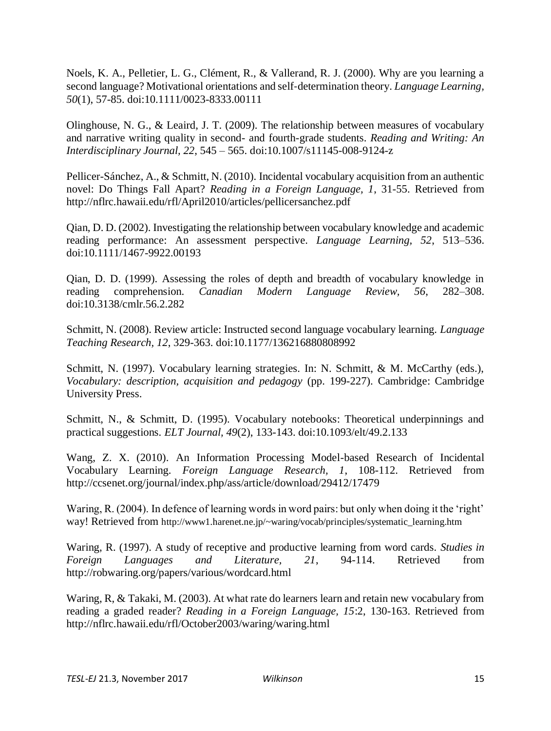Noels, K. A., Pelletier, L. G., Clément, R., & Vallerand, R. J. (2000). Why are you learning a second language? Motivational orientations and self-determination theory. *Language Learning*, *50*(1), 57-85. doi:10.1111/0023-8333.00111

Olinghouse, N. G., & Leaird, J. T. (2009). The relationship between measures of vocabulary and narrative writing quality in second- and fourth-grade students. *Reading and Writing: An Interdisciplinary Journal, 22*, 545 – 565. doi:10.1007/s11145-008-9124-z

Pellicer-Sánchez, A., & Schmitt, N. (2010). Incidental vocabulary acquisition from an authentic novel: Do Things Fall Apart? *Reading in a Foreign Language, 1*, 31-55. Retrieved from http://nflrc.hawaii.edu/rfl/April2010/articles/pellicersanchez.pdf

Qian, D. D. (2002). Investigating the relationship between vocabulary knowledge and academic reading performance: An assessment perspective. *Language Learning, 52*, 513–536. doi:10.1111/1467-9922.00193

Qian, D. D. (1999). Assessing the roles of depth and breadth of vocabulary knowledge in reading comprehension. *Canadian Modern Language Review, 56*, 282–308. doi:10.3138/cmlr.56.2.282

Schmitt, N. (2008). Review article: Instructed second language vocabulary learning. *Language Teaching Research*, *12*, 329-363. doi:10.1177/136216880808992

Schmitt, N. (1997). Vocabulary learning strategies. In: N. Schmitt, & M. McCarthy (eds.), *Vocabulary: description, acquisition and pedagogy* (pp. 199-227). Cambridge: Cambridge University Press.

Schmitt, N., & Schmitt, D. (1995). Vocabulary notebooks: Theoretical underpinnings and practical suggestions. *ELT Journal*, *49*(2), 133-143. doi:10.1093/elt/49.2.133

Wang, Z. X. (2010). An Information Processing Model-based Research of Incidental Vocabulary Learning. *Foreign Language Research, 1*, 108-112. Retrieved from http://ccsenet.org/journal/index.php/ass/article/download/29412/17479

Waring, R. (2004). In defence of learning words in word pairs: but only when doing it the 'right' way! Retrieved from http://www1.harenet.ne.jp/~waring/vocab/principles/systematic_learning.htm

Waring, R. (1997). A study of receptive and productive learning from word cards. *Studies in Foreign Languages and Literature, 21*, 94-114. Retrieved from http://robwaring.org/papers/various/wordcard.html

Waring, R, & Takaki, M. (2003). At what rate do learners learn and retain new vocabulary from reading a graded reader? *Reading in a Foreign Language, 15*:2, 130-163. Retrieved from http://nflrc.hawaii.edu/rfl/October2003/waring/waring.html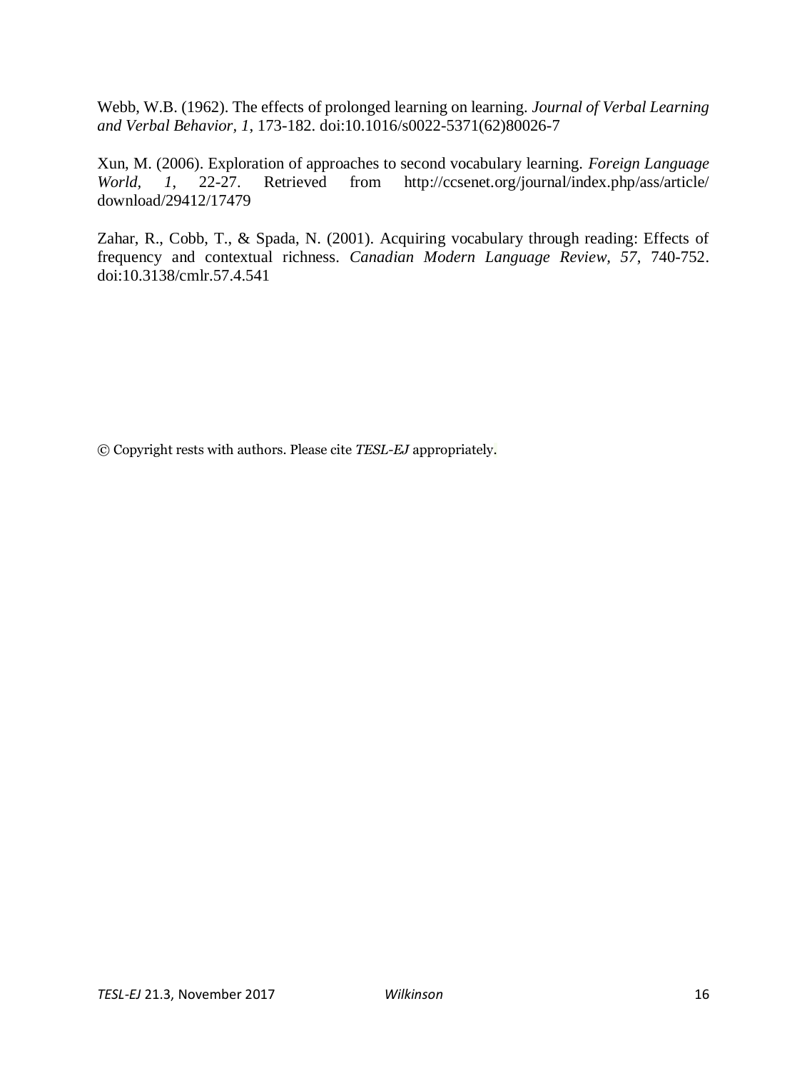Webb, W.B. (1962). The effects of prolonged learning on learning. *Journal of Verbal Learning and Verbal Behavior, 1*, 173-182. doi:10.1016/s0022-5371(62)80026-7

Xun, M. (2006). Exploration of approaches to second vocabulary learning. *Foreign Language World, 1*, 22-27. Retrieved from http://ccsenet.org/journal/index.php/ass/article/download/29412/17479

Zahar, R., Cobb, T., & Spada, N. (2001). Acquiring vocabulary through reading: Effects of frequency and contextual richness. *Canadian Modern Language Review, 57*, 740-752. doi:10.3138/cmlr.57.4.541

© Copyright rests with authors. Please cite *TESL-EJ* appropriately.